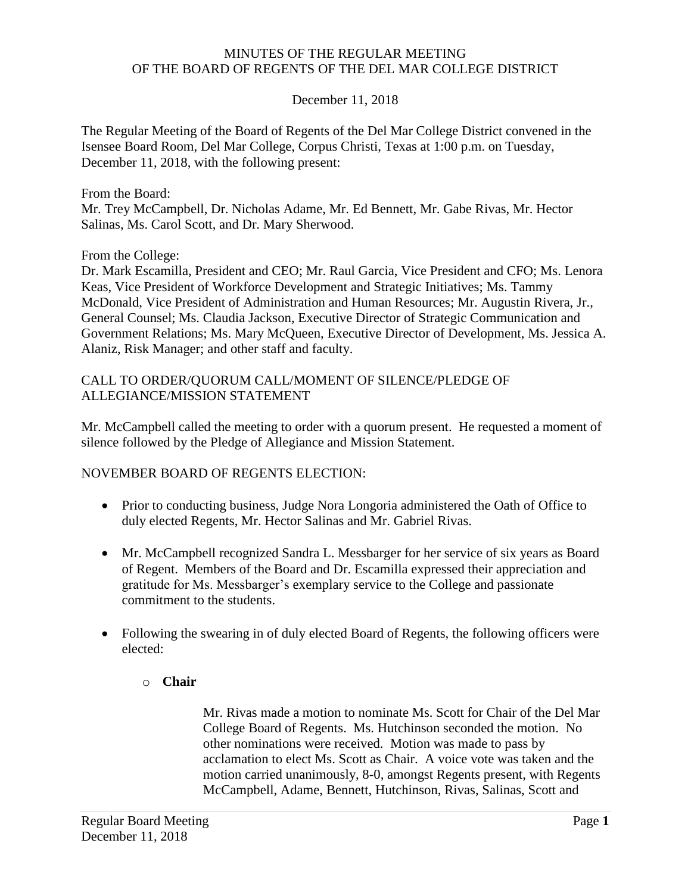MINUTES OF THE REGULAR MEETING
OF THE BOARD OF REGENTS OF THE DEL MAR COLLEGE DISTRICT

December 11, 2018

The Regular Meeting of the Board of Regents of the Del Mar College District convened in the Isensee Board Room, Del Mar College, Corpus Christi, Texas at 1:00 p.m. on Tuesday, December 11, 2018, with the following present:

From the Board:
Mr. Trey McCampbell, Dr. Nicholas Adame, Mr. Ed Bennett, Mr. Gabe Rivas, Mr. Hector Salinas, Ms. Carol Scott, and Dr. Mary Sherwood.

From the College:
Dr. Mark Escamilla, President and CEO; Mr. Raul Garcia, Vice President and CFO; Ms. Lenora Keas, Vice President of Workforce Development and Strategic Initiatives; Ms. Tammy McDonald, Vice President of Administration and Human Resources; Mr. Augustin Rivera, Jr., General Counsel; Ms. Claudia Jackson, Executive Director of Strategic Communication and Government Relations; Ms. Mary McQueen, Executive Director of Development, Ms. Jessica A. Alaniz, Risk Manager; and other staff and faculty.

CALL TO ORDER/QUORUM CALL/MOMENT OF SILENCE/PLEDGE OF ALLEGIANCE/MISSION STATEMENT

Mr. McCampbell called the meeting to order with a quorum present. He requested a moment of silence followed by the Pledge of Allegiance and Mission Statement.

NOVEMBER BOARD OF REGENTS ELECTION:

- Prior to conducting business, Judge Nora Longoria administered the Oath of Office to duly elected Regents, Mr. Hector Salinas and Mr. Gabriel Rivas.
- Mr. McCampbell recognized Sandra L. Messbarger for her service of six years as Board of Regent. Members of the Board and Dr. Escamilla expressed their appreciation and gratitude for Ms. Messbarger's exemplary service to the College and passionate commitment to the students.
- Following the swearing in of duly elected Board of Regents, the following officers were elected:
    - **Chair**

      Mr. Rivas made a motion to nominate Ms. Scott for Chair of the Del Mar College Board of Regents. Ms. Hutchinson seconded the motion. No other nominations were received. Motion was made to pass by acclamation to elect Ms. Scott as Chair. A voice vote was taken and the motion carried unanimously, 8-0, amongst Regents present, with Regents McCampbell, Adame, Bennett, Hutchinson, Rivas, Salinas, Scott and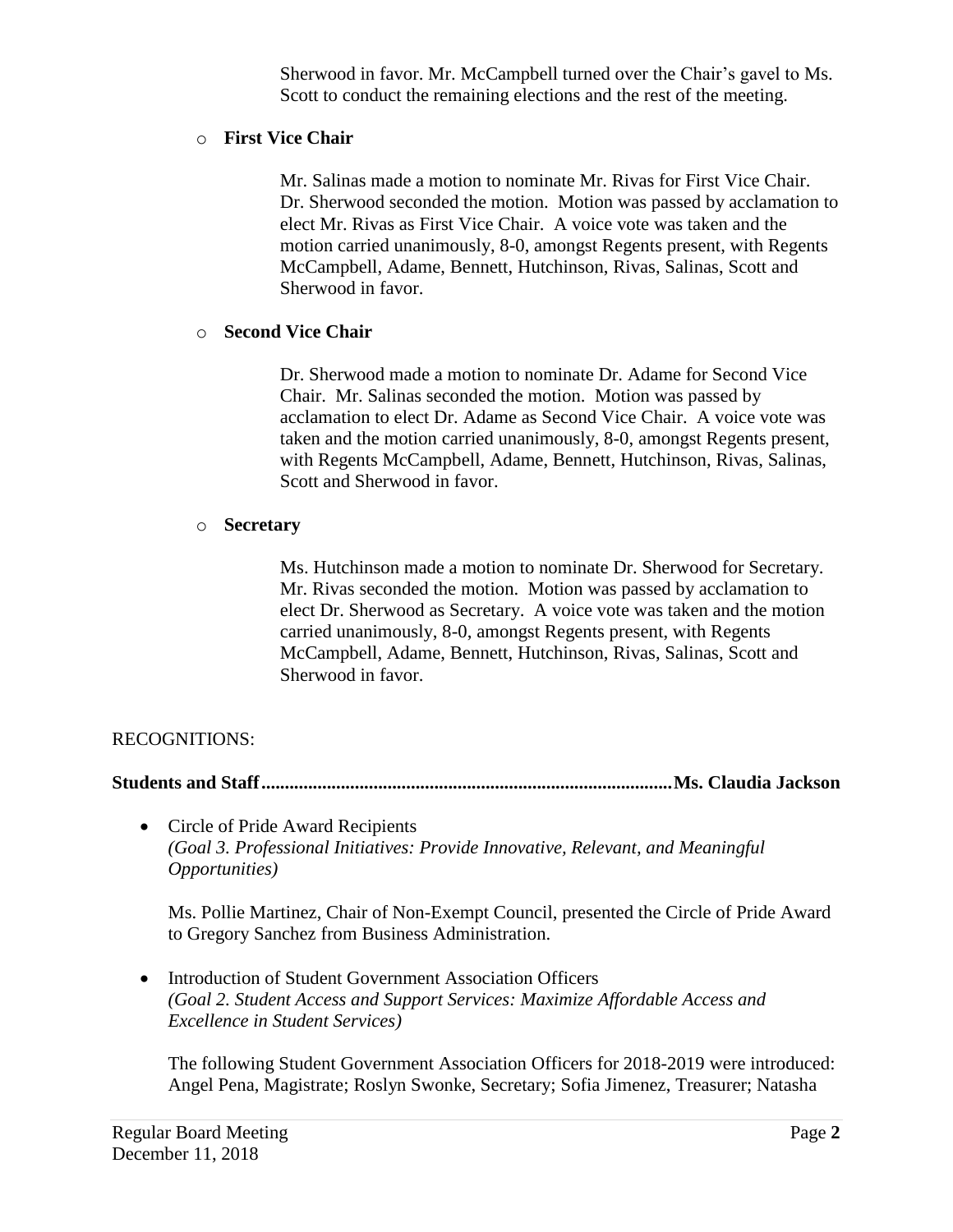Sherwood in favor. Mr. McCampbell turned over the Chair's gavel to Ms. Scott to conduct the remaining elections and the rest of the meeting.

- **First Vice Chair**

  Mr. Salinas made a motion to nominate Mr. Rivas for First Vice Chair. Dr. Sherwood seconded the motion. Motion was passed by acclamation to elect Mr. Rivas as First Vice Chair. A voice vote was taken and the motion carried unanimously, 8-0, amongst Regents present, with Regents McCampbell, Adame, Bennett, Hutchinson, Rivas, Salinas, Scott and Sherwood in favor.

- **Second Vice Chair**

  Dr. Sherwood made a motion to nominate Dr. Adame for Second Vice Chair. Mr. Salinas seconded the motion. Motion was passed by acclamation to elect Dr. Adame as Second Vice Chair. A voice vote was taken and the motion carried unanimously, 8-0, amongst Regents present, with Regents McCampbell, Adame, Bennett, Hutchinson, Rivas, Salinas, Scott and Sherwood in favor.

- **Secretary**

  Ms. Hutchinson made a motion to nominate Dr. Sherwood for Secretary. Mr. Rivas seconded the motion. Motion was passed by acclamation to elect Dr. Sherwood as Secretary. A voice vote was taken and the motion carried unanimously, 8-0, amongst Regents present, with Regents McCampbell, Adame, Bennett, Hutchinson, Rivas, Salinas, Scott and Sherwood in favor.

RECOGNITIONS:

**Students and Staff......................................................................................Ms. Claudia Jackson**

- Circle of Pride Award Recipients
  *(Goal 3. Professional Initiatives: Provide Innovative, Relevant, and Meaningful Opportunities)*

  Ms. Pollie Martinez, Chair of Non-Exempt Council, presented the Circle of Pride Award to Gregory Sanchez from Business Administration.

- Introduction of Student Government Association Officers
  *(Goal 2. Student Access and Support Services: Maximize Affordable Access and Excellence in Student Services)*

  The following Student Government Association Officers for 2018-2019 were introduced: Angel Pena, Magistrate; Roslyn Swonke, Secretary; Sofia Jimenez, Treasurer; Natasha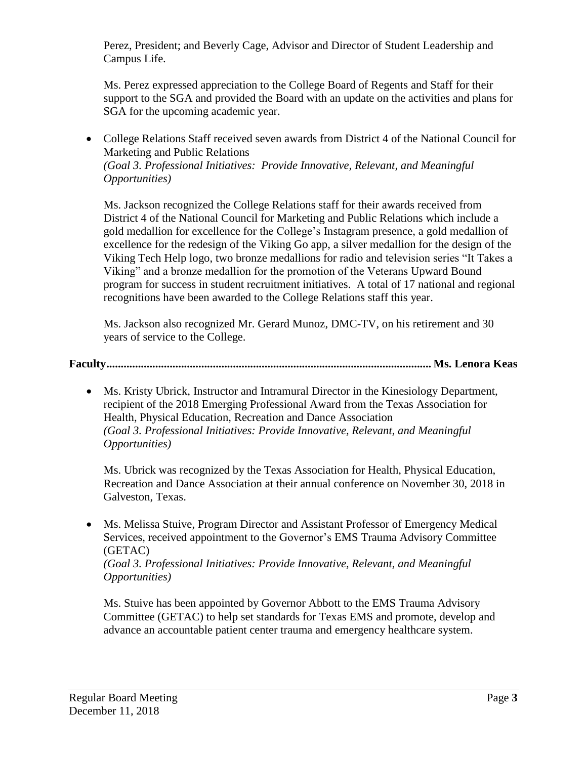Perez, President; and Beverly Cage, Advisor and Director of Student Leadership and Campus Life.

Ms. Perez expressed appreciation to the College Board of Regents and Staff for their support to the SGA and provided the Board with an update on the activities and plans for SGA for the upcoming academic year.

- College Relations Staff received seven awards from District 4 of the National Council for Marketing and Public Relations
  *(Goal 3. Professional Initiatives: Provide Innovative, Relevant, and Meaningful Opportunities)*

  Ms. Jackson recognized the College Relations staff for their awards received from District 4 of the National Council for Marketing and Public Relations which include a gold medallion for excellence for the College's Instagram presence, a gold medallion of excellence for the redesign of the Viking Go app, a silver medallion for the design of the Viking Tech Help logo, two bronze medallions for radio and television series "It Takes a Viking" and a bronze medallion for the promotion of the Veterans Upward Bound program for success in student recruitment initiatives. A total of 17 national and regional recognitions have been awarded to the College Relations staff this year.

  Ms. Jackson also recognized Mr. Gerard Munoz, DMC-TV, on his retirement and 30 years of service to the College.

**Faculty............................................................................................................... Ms. Lenora Keas**

- Ms. Kristy Ubrick, Instructor and Intramural Director in the Kinesiology Department, recipient of the 2018 Emerging Professional Award from the Texas Association for Health, Physical Education, Recreation and Dance Association
  *(Goal 3. Professional Initiatives: Provide Innovative, Relevant, and Meaningful Opportunities)*

  Ms. Ubrick was recognized by the Texas Association for Health, Physical Education, Recreation and Dance Association at their annual conference on November 30, 2018 in Galveston, Texas.

- Ms. Melissa Stuive, Program Director and Assistant Professor of Emergency Medical Services, received appointment to the Governor's EMS Trauma Advisory Committee (GETAC)
  *(Goal 3. Professional Initiatives: Provide Innovative, Relevant, and Meaningful Opportunities)*

  Ms. Stuive has been appointed by Governor Abbott to the EMS Trauma Advisory Committee (GETAC) to help set standards for Texas EMS and promote, develop and advance an accountable patient center trauma and emergency healthcare system.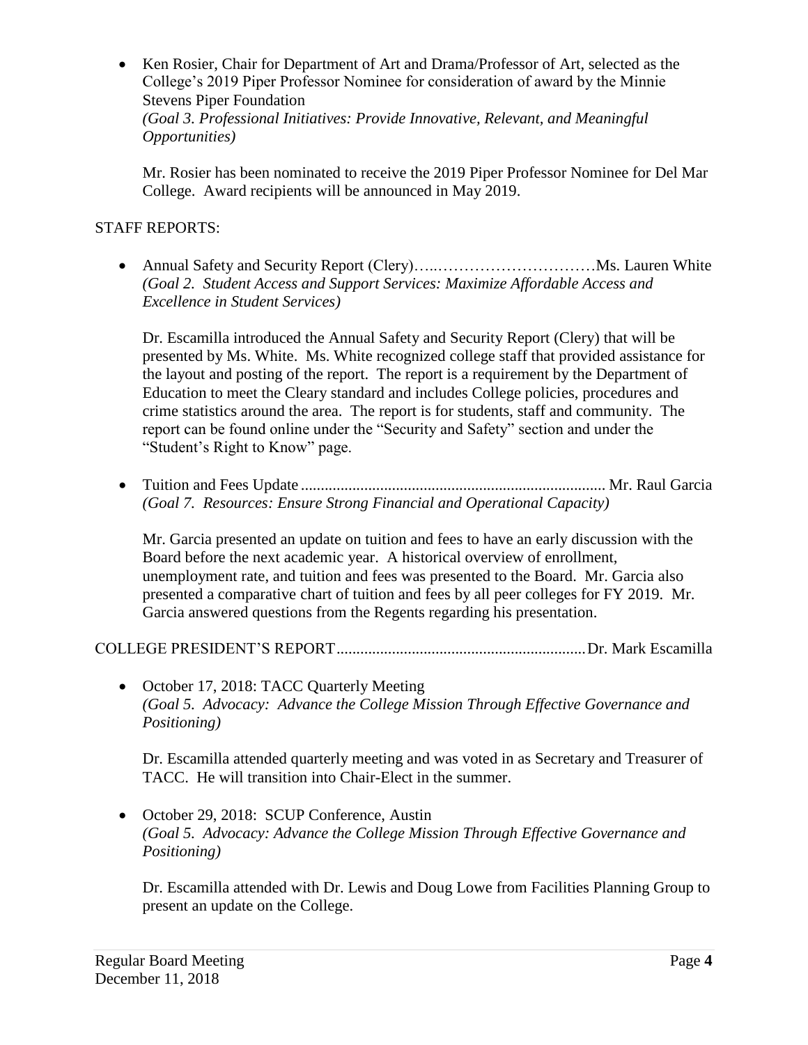- Ken Rosier, Chair for Department of Art and Drama/Professor of Art, selected as the College's 2019 Piper Professor Nominee for consideration of award by the Minnie Stevens Piper Foundation
  *(Goal 3. Professional Initiatives: Provide Innovative, Relevant, and Meaningful Opportunities)*

  Mr. Rosier has been nominated to receive the 2019 Piper Professor Nominee for Del Mar College. Award recipients will be announced in May 2019.

STAFF REPORTS:

- Annual Safety and Security Report (Clery)…..…………………………Ms. Lauren White
  *(Goal 2. Student Access and Support Services: Maximize Affordable Access and Excellence in Student Services)*

  Dr. Escamilla introduced the Annual Safety and Security Report (Clery) that will be presented by Ms. White. Ms. White recognized college staff that provided assistance for the layout and posting of the report. The report is a requirement by the Department of Education to meet the Cleary standard and includes College policies, procedures and crime statistics around the area. The report is for students, staff and community. The report can be found online under the "Security and Safety" section and under the "Student's Right to Know" page.

- Tuition and Fees Update ............................................................................ Mr. Raul Garcia
  *(Goal 7. Resources: Ensure Strong Financial and Operational Capacity)*

  Mr. Garcia presented an update on tuition and fees to have an early discussion with the Board before the next academic year. A historical overview of enrollment, unemployment rate, and tuition and fees was presented to the Board. Mr. Garcia also presented a comparative chart of tuition and fees by all peer colleges for FY 2019. Mr. Garcia answered questions from the Regents regarding his presentation.

COLLEGE PRESIDENT'S REPORT..............................................................Dr. Mark Escamilla

- October 17, 2018: TACC Quarterly Meeting
  *(Goal 5. Advocacy: Advance the College Mission Through Effective Governance and Positioning)*

  Dr. Escamilla attended quarterly meeting and was voted in as Secretary and Treasurer of TACC. He will transition into Chair-Elect in the summer.

- October 29, 2018: SCUP Conference, Austin
  *(Goal 5. Advocacy: Advance the College Mission Through Effective Governance and Positioning)*

  Dr. Escamilla attended with Dr. Lewis and Doug Lowe from Facilities Planning Group to present an update on the College.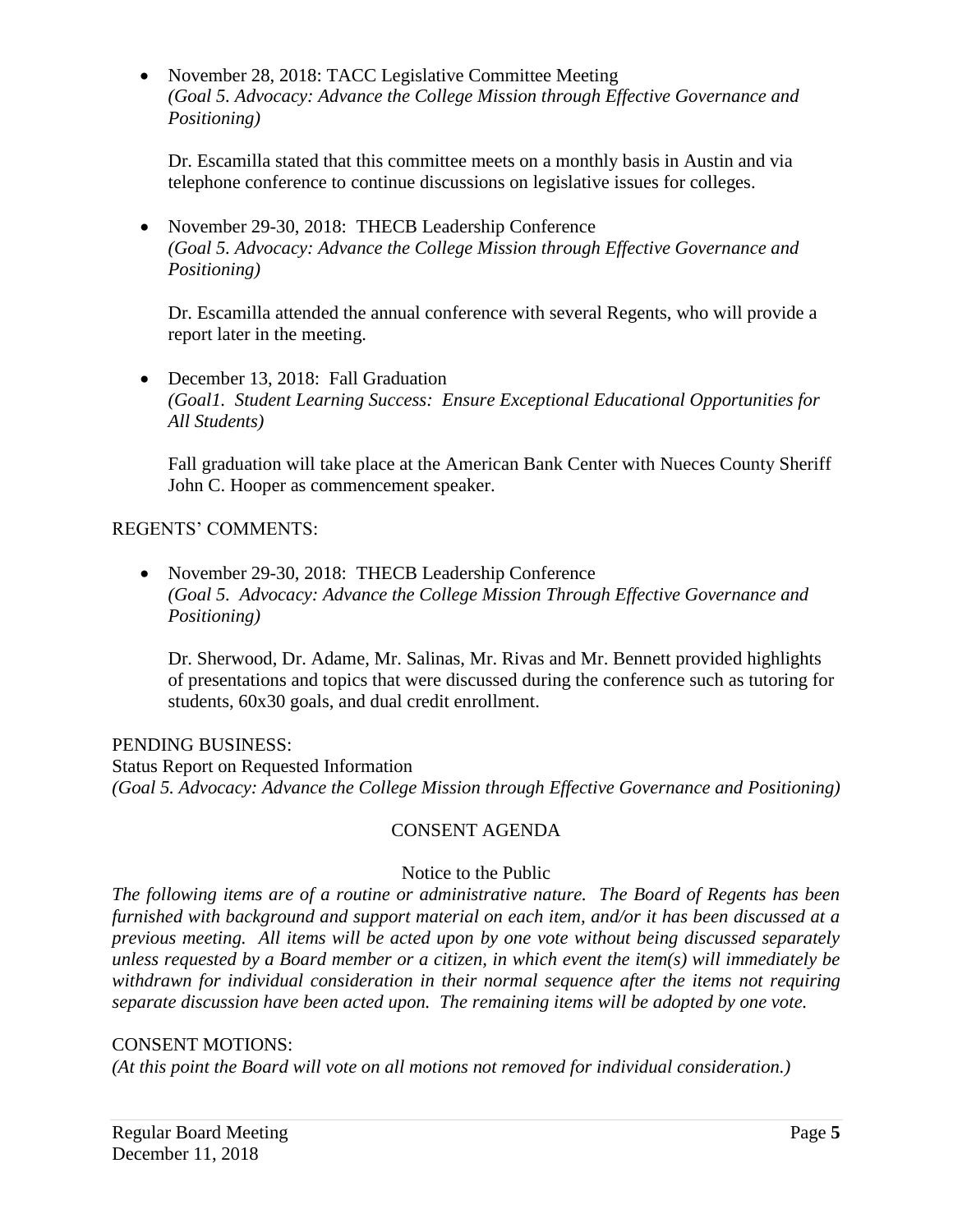- November 28, 2018: TACC Legislative Committee Meeting
  *(Goal 5. Advocacy: Advance the College Mission through Effective Governance and Positioning)*

  Dr. Escamilla stated that this committee meets on a monthly basis in Austin and via telephone conference to continue discussions on legislative issues for colleges.

- November 29-30, 2018: THECB Leadership Conference
  *(Goal 5. Advocacy: Advance the College Mission through Effective Governance and Positioning)*

  Dr. Escamilla attended the annual conference with several Regents, who will provide a report later in the meeting.

- December 13, 2018: Fall Graduation
  *(Goal1. Student Learning Success: Ensure Exceptional Educational Opportunities for All Students)*

  Fall graduation will take place at the American Bank Center with Nueces County Sheriff John C. Hooper as commencement speaker.

REGENTS' COMMENTS:

- November 29-30, 2018: THECB Leadership Conference
  *(Goal 5. Advocacy: Advance the College Mission Through Effective Governance and Positioning)*

  Dr. Sherwood, Dr. Adame, Mr. Salinas, Mr. Rivas and Mr. Bennett provided highlights of presentations and topics that were discussed during the conference such as tutoring for students, 60x30 goals, and dual credit enrollment.

PENDING BUSINESS:
Status Report on Requested Information
*(Goal 5. Advocacy: Advance the College Mission through Effective Governance and Positioning)*

## CONSENT AGENDA

Notice to the Public

*The following items are of a routine or administrative nature. The Board of Regents has been furnished with background and support material on each item, and/or it has been discussed at a previous meeting. All items will be acted upon by one vote without being discussed separately unless requested by a Board member or a citizen, in which event the item(s) will immediately be withdrawn for individual consideration in their normal sequence after the items not requiring separate discussion have been acted upon. The remaining items will be adopted by one vote.*

CONSENT MOTIONS:
*(At this point the Board will vote on all motions not removed for individual consideration.)*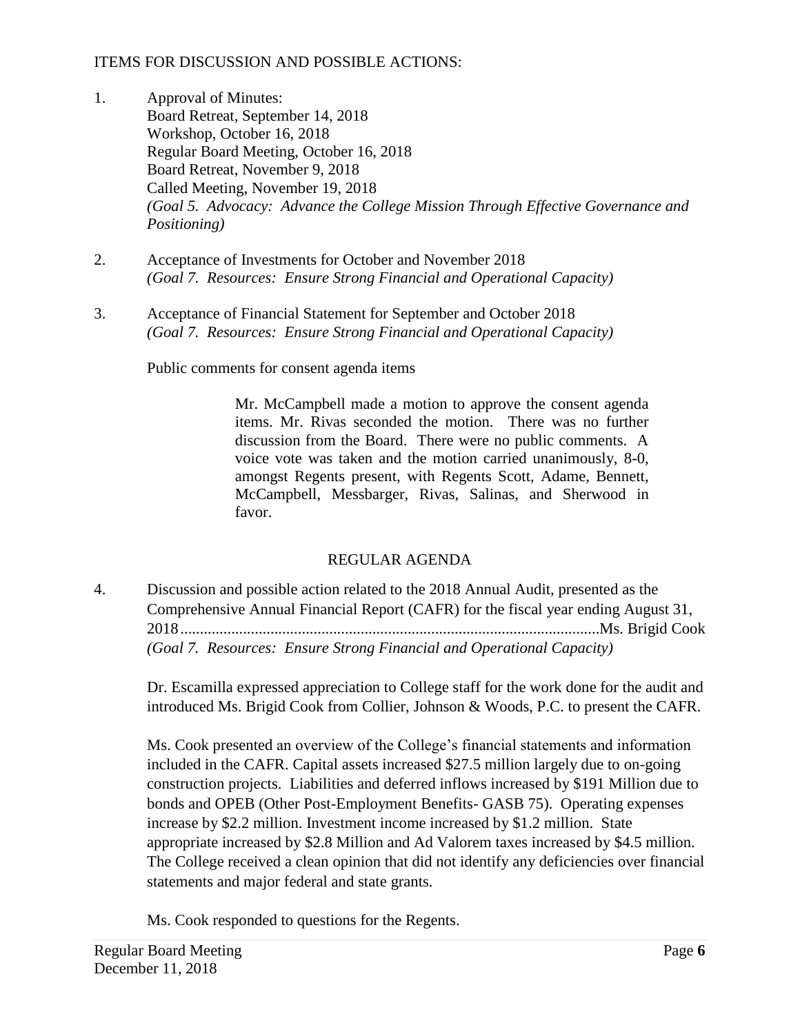ITEMS FOR DISCUSSION AND POSSIBLE ACTIONS:

1. Approval of Minutes:
   Board Retreat, September 14, 2018
   Workshop, October 16, 2018
   Regular Board Meeting, October 16, 2018
   Board Retreat, November 9, 2018
   Called Meeting, November 19, 2018
   *(Goal 5. Advocacy: Advance the College Mission Through Effective Governance and Positioning)*

2. Acceptance of Investments for October and November 2018
   *(Goal 7. Resources: Ensure Strong Financial and Operational Capacity)*

3. Acceptance of Financial Statement for September and October 2018
   *(Goal 7. Resources: Ensure Strong Financial and Operational Capacity)*

   Public comments for consent agenda items

   > Mr. McCampbell made a motion to approve the consent agenda items. Mr. Rivas seconded the motion. There was no further discussion from the Board. There were no public comments. A voice vote was taken and the motion carried unanimously, 8-0, amongst Regents present, with Regents Scott, Adame, Bennett, McCampbell, Messbarger, Rivas, Salinas, and Sherwood in favor.

## REGULAR AGENDA

4. Discussion and possible action related to the 2018 Annual Audit, presented as the Comprehensive Annual Financial Report (CAFR) for the fiscal year ending August 31, 2018..........Ms. Brigid Cook
   *(Goal 7. Resources: Ensure Strong Financial and Operational Capacity)*

   Dr. Escamilla expressed appreciation to College staff for the work done for the audit and introduced Ms. Brigid Cook from Collier, Johnson & Woods, P.C. to present the CAFR.

   Ms. Cook presented an overview of the College's financial statements and information included in the CAFR. Capital assets increased $27.5 million largely due to on-going construction projects. Liabilities and deferred inflows increased by $191 Million due to bonds and OPEB (Other Post-Employment Benefits- GASB 75). Operating expenses increase by $2.2 million. Investment income increased by $1.2 million. State appropriate increased by $2.8 Million and Ad Valorem taxes increased by $4.5 million. The College received a clean opinion that did not identify any deficiencies over financial statements and major federal and state grants.

   Ms. Cook responded to questions for the Regents.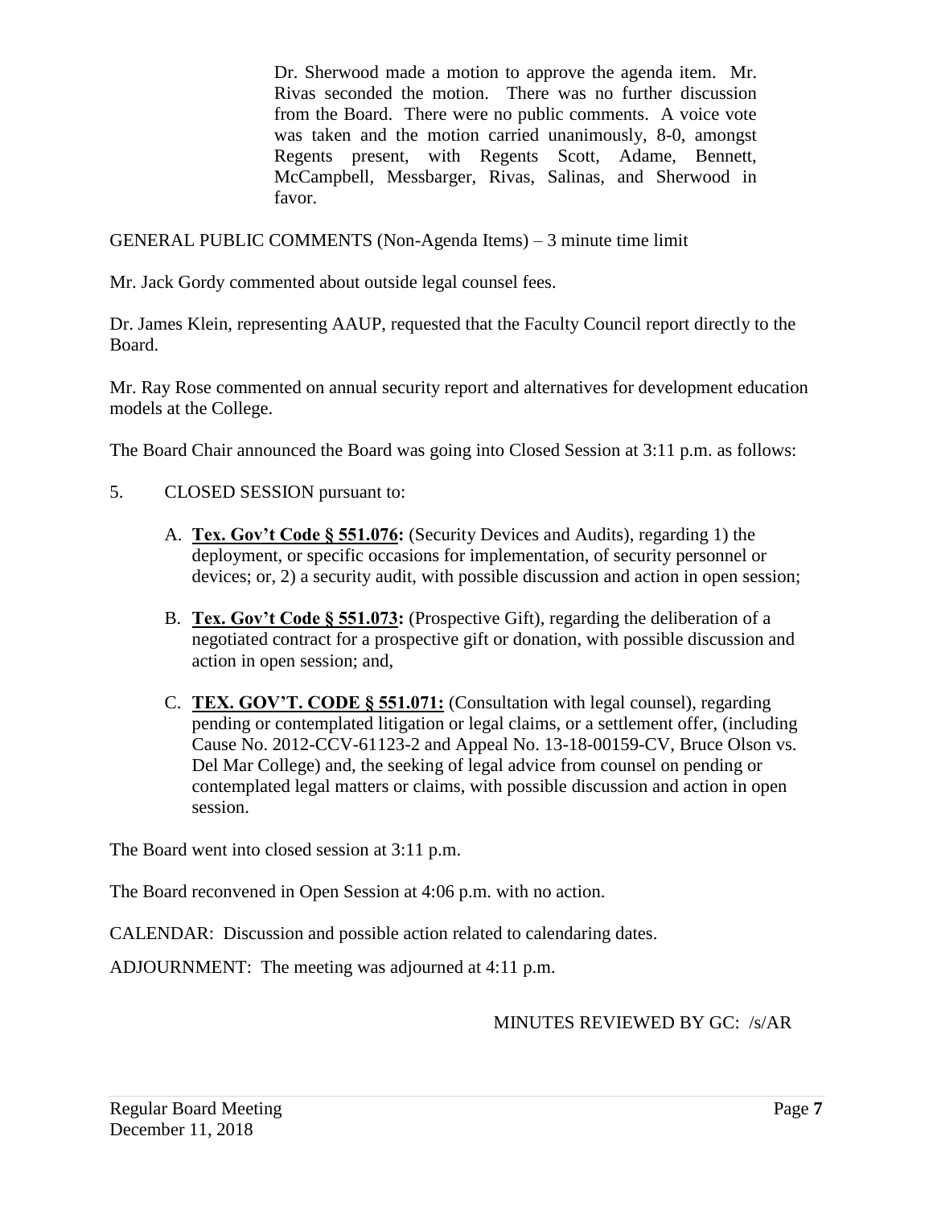Dr. Sherwood made a motion to approve the agenda item. Mr. Rivas seconded the motion. There was no further discussion from the Board. There were no public comments. A voice vote was taken and the motion carried unanimously, 8-0, amongst Regents present, with Regents Scott, Adame, Bennett, McCampbell, Messbarger, Rivas, Salinas, and Sherwood in favor.

GENERAL PUBLIC COMMENTS (Non-Agenda Items) – 3 minute time limit

Mr. Jack Gordy commented about outside legal counsel fees.

Dr. James Klein, representing AAUP, requested that the Faculty Council report directly to the Board.

Mr. Ray Rose commented on annual security report and alternatives for development education models at the College.

The Board Chair announced the Board was going into Closed Session at 3:11 p.m. as follows:

5. CLOSED SESSION pursuant to:

   A. **Tex. Gov't Code § 551.076:** (Security Devices and Audits), regarding 1) the deployment, or specific occasions for implementation, of security personnel or devices; or, 2) a security audit, with possible discussion and action in open session;

   B. **Tex. Gov't Code § 551.073:** (Prospective Gift), regarding the deliberation of a negotiated contract for a prospective gift or donation, with possible discussion and action in open session; and,

   C. **TEX. GOV'T. CODE § 551.071:** (Consultation with legal counsel), regarding pending or contemplated litigation or legal claims, or a settlement offer, (including Cause No. 2012-CCV-61123-2 and Appeal No. 13-18-00159-CV, Bruce Olson vs. Del Mar College) and, the seeking of legal advice from counsel on pending or contemplated legal matters or claims, with possible discussion and action in open session.

The Board went into closed session at 3:11 p.m.

The Board reconvened in Open Session at 4:06 p.m. with no action.

CALENDAR: Discussion and possible action related to calendaring dates.

ADJOURNMENT: The meeting was adjourned at 4:11 p.m.

MINUTES REVIEWED BY GC: /s/AR